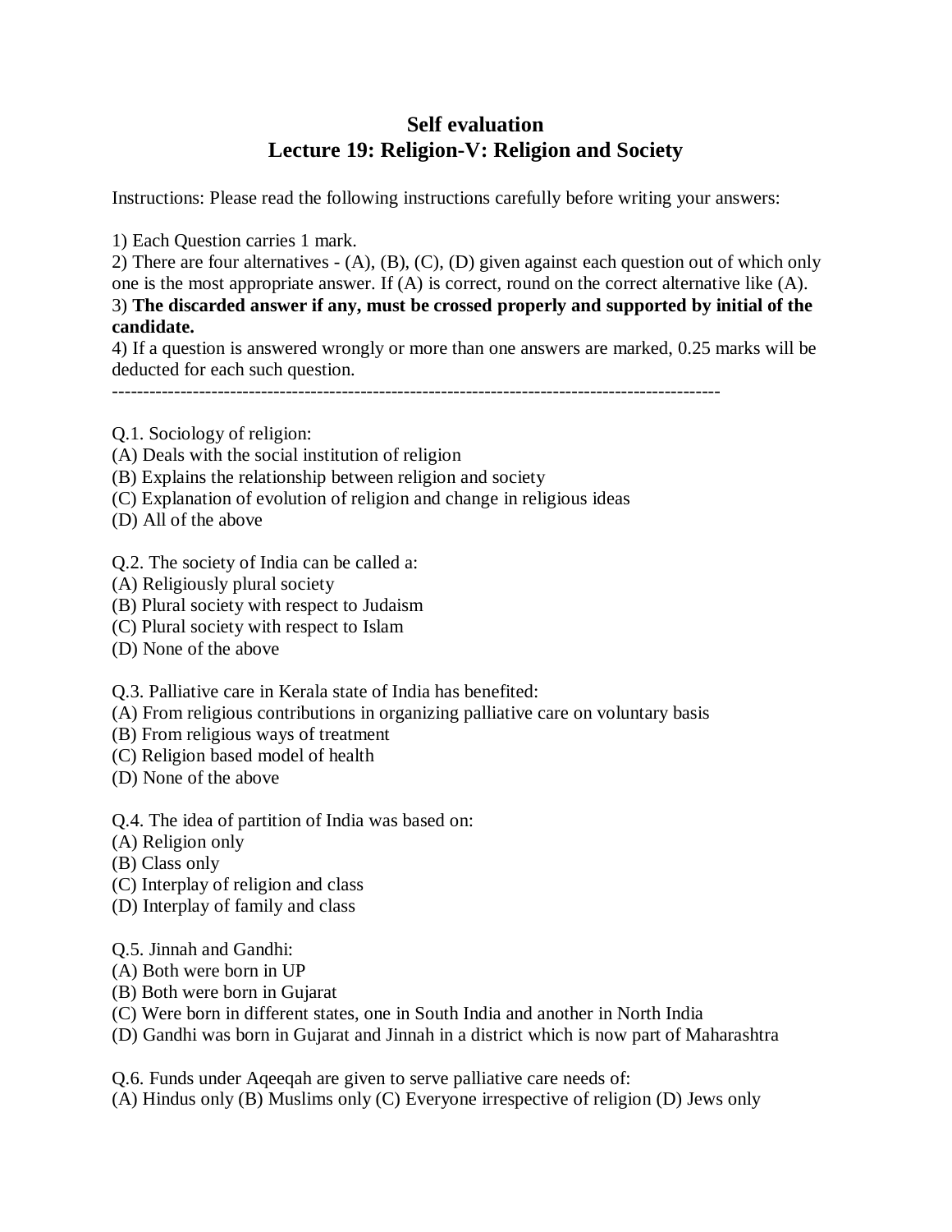# Self evaluation
## Lecture 19: Religion-V: Religion and Society

Instructions: Please read the following instructions carefully before writing your answers:

1) Each Question carries 1 mark.
2) There are four alternatives - (A), (B), (C), (D) given against each question out of which only one is the most appropriate answer. If (A) is correct, round on the correct alternative like (A).
3) **The discarded answer if any, must be crossed properly and supported by initial of the candidate.**
4) If a question is answered wrongly or more than one answers are marked, 0.25 marks will be deducted for each such question.

---

Q.1. Sociology of religion:
(A) Deals with the social institution of religion
(B) Explains the relationship between religion and society
(C) Explanation of evolution of religion and change in religious ideas
(D) All of the above

Q.2. The society of India can be called a:
(A) Religiously plural society
(B) Plural society with respect to Judaism
(C) Plural society with respect to Islam
(D) None of the above

Q.3. Palliative care in Kerala state of India has benefited:
(A) From religious contributions in organizing palliative care on voluntary basis
(B) From religious ways of treatment
(C) Religion based model of health
(D) None of the above

Q.4. The idea of partition of India was based on:
(A) Religion only
(B) Class only
(C) Interplay of religion and class
(D) Interplay of family and class

Q.5. Jinnah and Gandhi:
(A) Both were born in UP
(B) Both were born in Gujarat
(C) Were born in different states, one in South India and another in North India
(D) Gandhi was born in Gujarat and Jinnah in a district which is now part of Maharashtra

Q.6. Funds under Aqeeqah are given to serve palliative care needs of:
(A) Hindus only (B) Muslims only (C) Everyone irrespective of religion (D) Jews only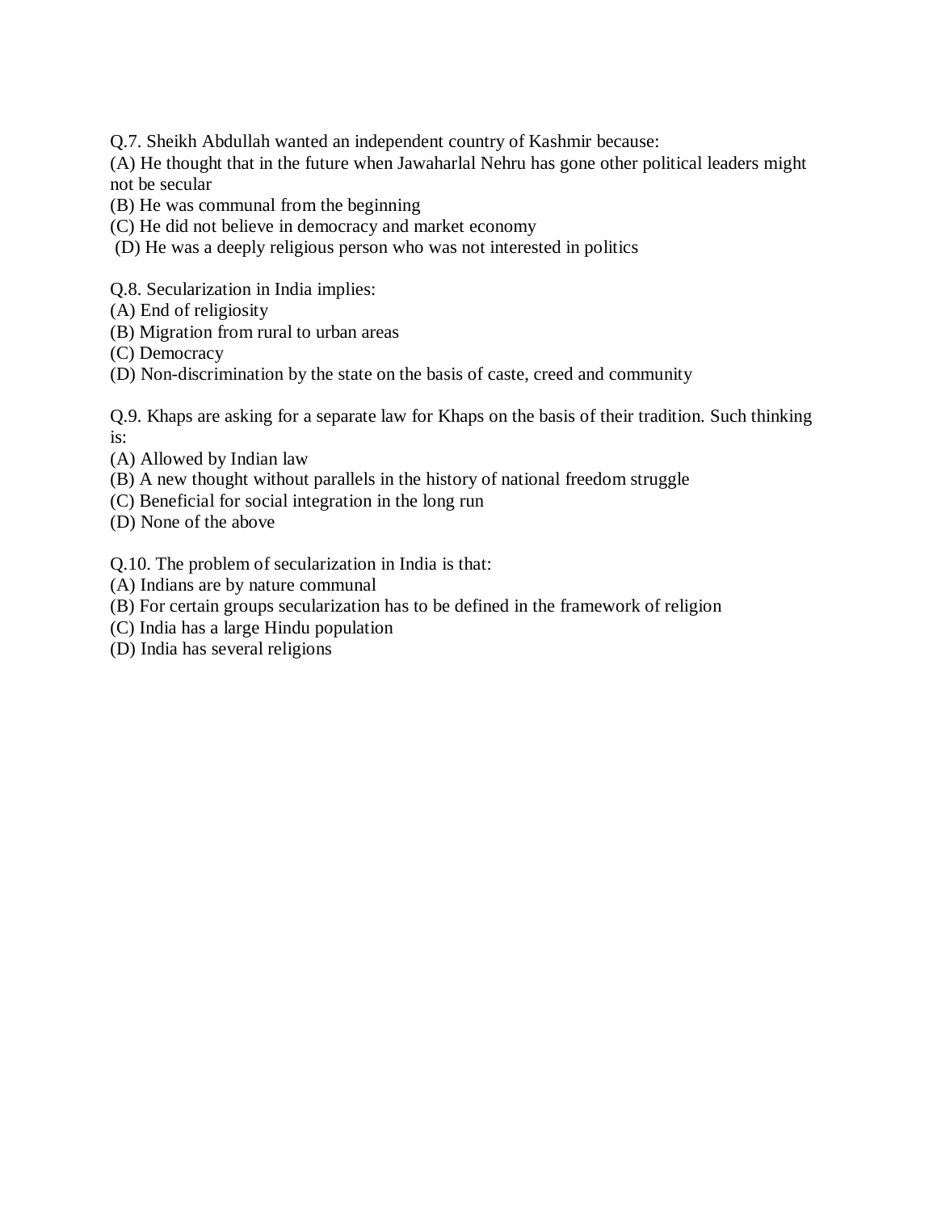Q.7. Sheikh Abdullah wanted an independent country of Kashmir because:
(A) He thought that in the future when Jawaharlal Nehru has gone other political leaders might not be secular
(B) He was communal from the beginning
(C) He did not believe in democracy and market economy
(D) He was a deeply religious person who was not interested in politics

Q.8. Secularization in India implies:
(A) End of religiosity
(B) Migration from rural to urban areas
(C) Democracy
(D) Non-discrimination by the state on the basis of caste, creed and community

Q.9. Khaps are asking for a separate law for Khaps on the basis of their tradition. Such thinking is:
(A) Allowed by Indian law
(B) A new thought without parallels in the history of national freedom struggle
(C) Beneficial for social integration in the long run
(D) None of the above

Q.10. The problem of secularization in India is that:
(A) Indians are by nature communal
(B) For certain groups secularization has to be defined in the framework of religion
(C) India has a large Hindu population
(D) India has several religions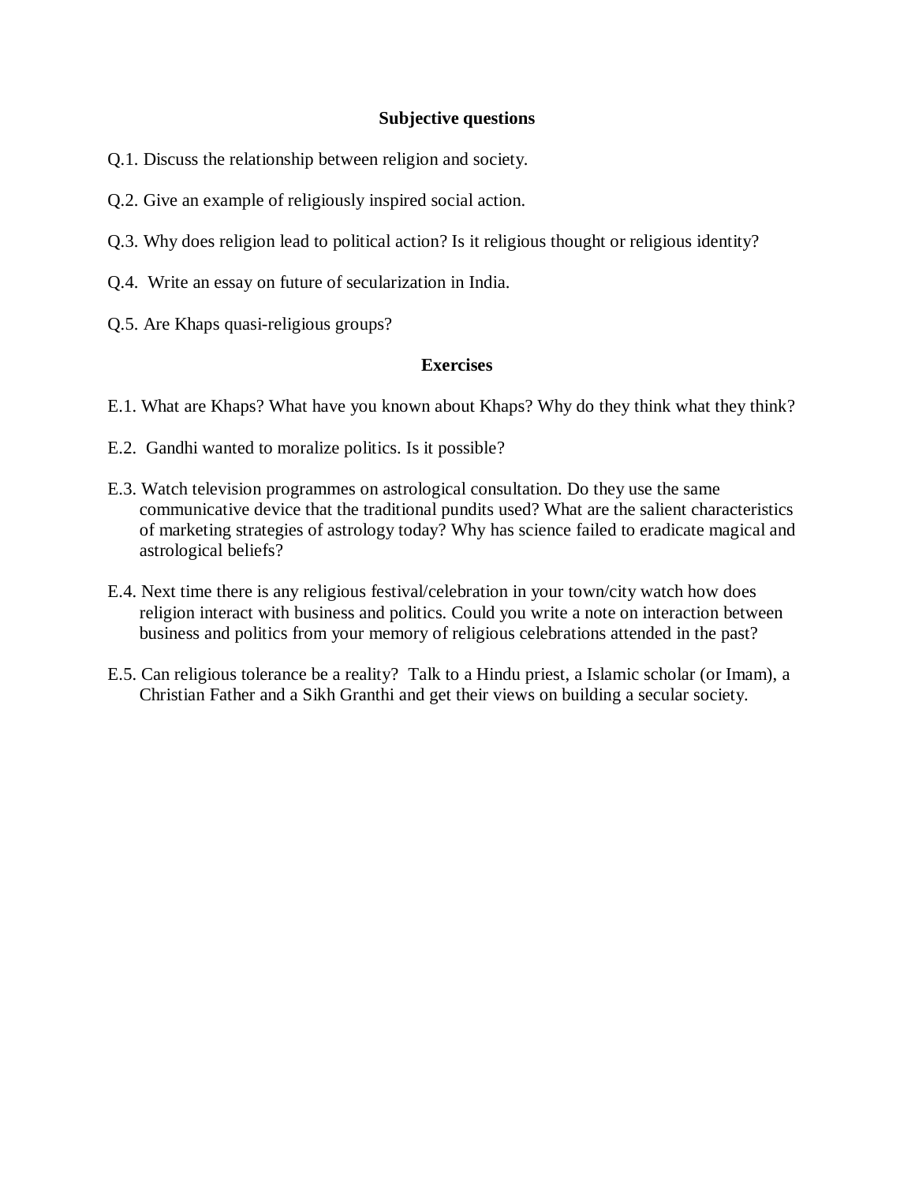## Subjective questions

Q.1. Discuss the relationship between religion and society.

Q.2. Give an example of religiously inspired social action.

Q.3. Why does religion lead to political action? Is it religious thought or religious identity?

Q.4. Write an essay on future of secularization in India.

Q.5. Are Khaps quasi-religious groups?

## Exercises

E.1. What are Khaps? What have you known about Khaps? Why do they think what they think?

E.2. Gandhi wanted to moralize politics. Is it possible?

E.3. Watch television programmes on astrological consultation. Do they use the same communicative device that the traditional pundits used? What are the salient characteristics of marketing strategies of astrology today? Why has science failed to eradicate magical and astrological beliefs?

E.4. Next time there is any religious festival/celebration in your town/city watch how does religion interact with business and politics. Could you write a note on interaction between business and politics from your memory of religious celebrations attended in the past?

E.5. Can religious tolerance be a reality? Talk to a Hindu priest, a Islamic scholar (or Imam), a Christian Father and a Sikh Granthi and get their views on building a secular society.